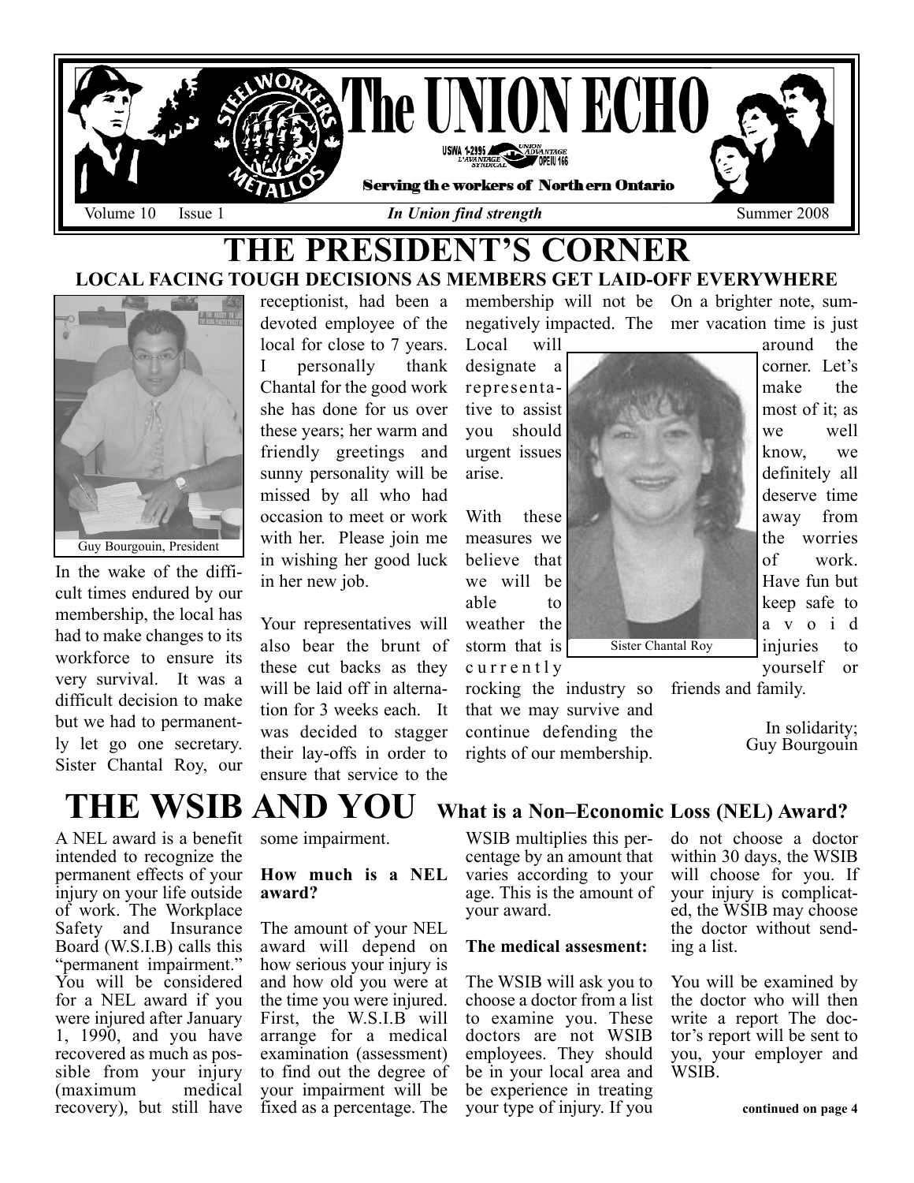# The UNION ECHO

USWA 1-2995 · UNION ADVANTAGE · L'AVANTAGE SYNDICAL · OPEIU 166

**Serving the workers of Northern Ontario**

Volume 10 Issue 1 — *In Union find strength* — Summer 2008

# THE PRESIDENT'S CORNER

## LOCAL FACING TOUGH DECISIONS AS MEMBERS GET LAID-OFF EVERYWHERE

Guy Bourgouin, President

In the wake of the difficult times endured by our membership, the local has had to make changes to its workforce to ensure its very survival. It was a difficult decision to make but we had to permanently let go one secretary. Sister Chantal Roy, our receptionist, had been a devoted employee of the local for close to 7 years. I personally thank Chantal for the good work she has done for us over these years; her warm and friendly greetings and sunny personality will be missed by all who had occasion to meet or work with her. Please join me in wishing her good luck in her new job.

Your representatives will also bear the brunt of these cut backs as they will be laid off in alternation for 3 weeks each. It was decided to stagger their lay-offs in order to ensure that service to the membership will not be negatively impacted. The Local will designate a representative to assist you should urgent issues arise.

Sister Chantal Roy

With these measures we believe that we will be able to weather the storm that is currently rocking the industry so that we may survive and continue defending the rights of our membership.

On a brighter note, summer vacation time is just around the corner. Let's make the most of it; as we well know, we definitely all deserve time away from the worries of work. Have fun but keep safe to avoid injuries to yourself or friends and family.

In solidarity;
Guy Bourgouin

# THE WSIB AND YOU

## What is a Non–Economic Loss (NEL) Award?

A NEL award is a benefit intended to recognize the permanent effects of your injury on your life outside of work. The Workplace Safety and Insurance Board (W.S.I.B) calls this "permanent impairment." You will be considered for a NEL award if you were injured after January 1, 1990, and you have recovered as much as possible from your injury (maximum medical recovery), but still have some impairment.

**How much is a NEL award?**

The amount of your NEL award will depend on how serious your injury is and how old you were at the time you were injured. First, the W.S.I.B will arrange for a medical examination (assessment) to find out the degree of your impairment will be fixed as a percentage. The WSIB multiplies this percentage by an amount that varies according to your age. This is the amount of your award.

**The medical assesment:**

The WSIB will ask you to choose a doctor from a list to examine you. These doctors are not WSIB employees. They should be in your local area and be experience in treating your type of injury. If you do not choose a doctor within 30 days, the WSIB will choose for you. If your injury is complicated, the WSIB may choose the doctor without sending a list.

You will be examined by the doctor who will then write a report The doctor's report will be sent to you, your employer and WSIB.

**continued on page 4**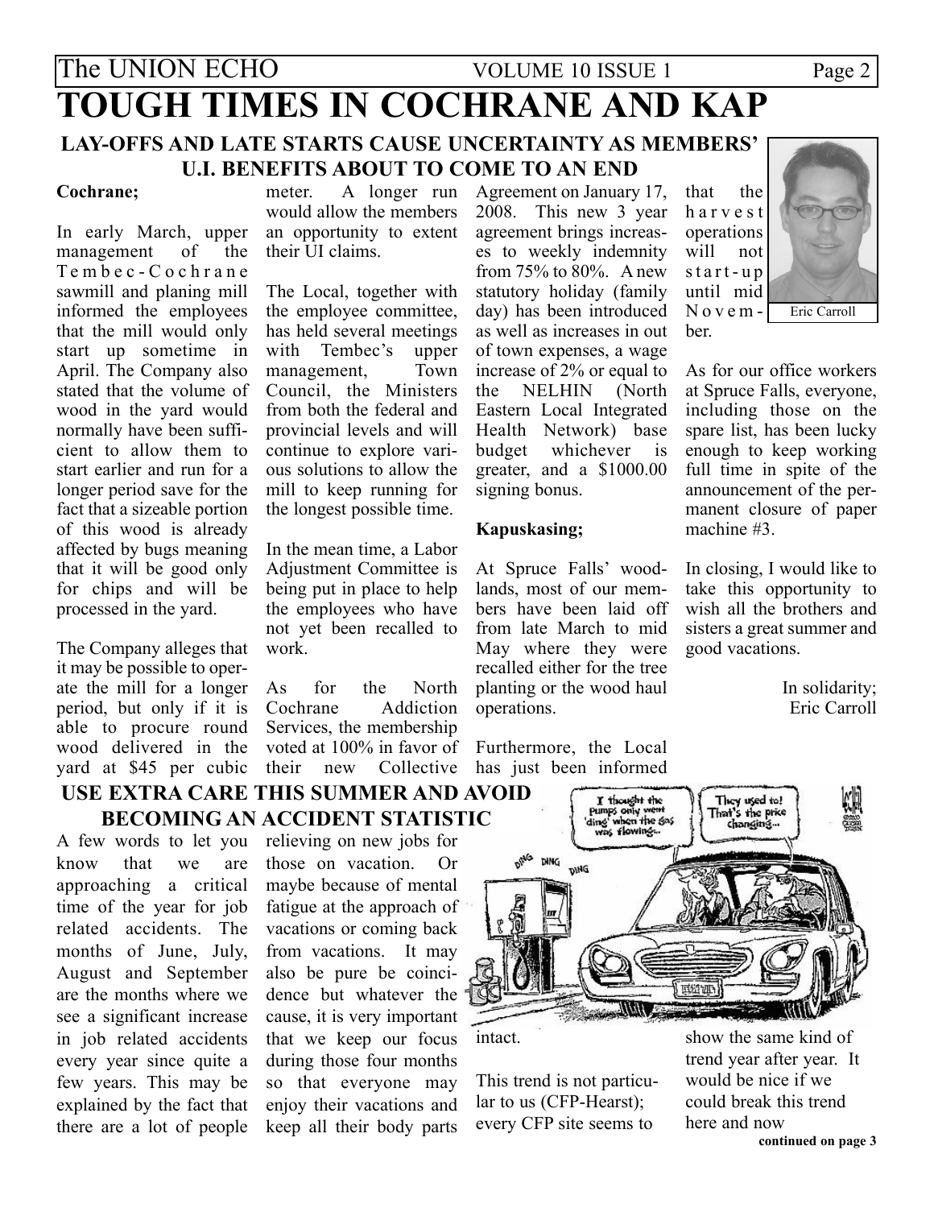# TOUGH TIMES IN COCHRANE AND KAP

## LAY-OFFS AND LATE STARTS CAUSE UNCERTAINTY AS MEMBERS' U.I. BENEFITS ABOUT TO COME TO AN END

**Cochrane;**

In early March, upper management of the Tembec-Cochrane sawmill and planing mill informed the employees that the mill would only start up sometime in April. The Company also stated that the volume of wood in the yard would normally have been sufficient to allow them to start earlier and run for a longer period save for the fact that a sizeable portion of this wood is already affected by bugs meaning that it will be good only for chips and will be processed in the yard.

The Company alleges that it may be possible to operate the mill for a longer period, but only if it is able to procure round wood delivered in the yard at $45 per cubic meter. A longer run would allow the members an opportunity to extent their UI claims.

The Local, together with the employee committee, has held several meetings with Tembec's upper management, Town Council, the Ministers from both the federal and provincial levels and will continue to explore various solutions to allow the mill to keep running for the longest possible time.

In the mean time, a Labor Adjustment Committee is being put in place to help the employees who have not yet been recalled to work.

As for the North Cochrane Addiction Services, the membership voted at 100% in favor of their new Collective Agreement on January 17, 2008. This new 3 year agreement brings increases to weekly indemnity from 75% to 80%. A new statutory holiday (family day) has been introduced as well as increases in out of town expenses, a wage increase of 2% or equal to the NELHIN (North Eastern Local Integrated Health Network) base budget whichever is greater, and a $1000.00 signing bonus.

**Kapuskasing;**

At Spruce Falls' woodlands, most of our members have been laid off from late March to mid May where they were recalled either for the tree planting or the wood haul operations.

Furthermore, the Local has just been informed that the harvest operations will not start-up until mid November.

Eric Carroll

As for our office workers at Spruce Falls, everyone, including those on the spare list, has been lucky enough to keep working full time in spite of the announcement of the permanent closure of paper machine #3.

In closing, I would like to take this opportunity to wish all the brothers and sisters a great summer and good vacations.

In solidarity;
Eric Carroll

## USE EXTRA CARE THIS SUMMER AND AVOID BECOMING AN ACCIDENT STATISTIC

A few words to let you know that we are approaching a critical time of the year for job related accidents. The months of June, July, August and September are the months where we see a significant increase in job related accidents every year since quite a few years. This may be explained by the fact that there are a lot of people relieving on new jobs for those on vacation. Or maybe because of mental fatigue at the approach of vacations or coming back from vacations. It may also be pure be coincidence but whatever the cause, it is very important that we keep our focus during those four months so that everyone may enjoy their vacations and keep all their body parts intact.

This trend is not particular to us (CFP-Hearst); every CFP site seems to show the same kind of trend year after year. It would be nice if we could break this trend here and now

**continued on page 3**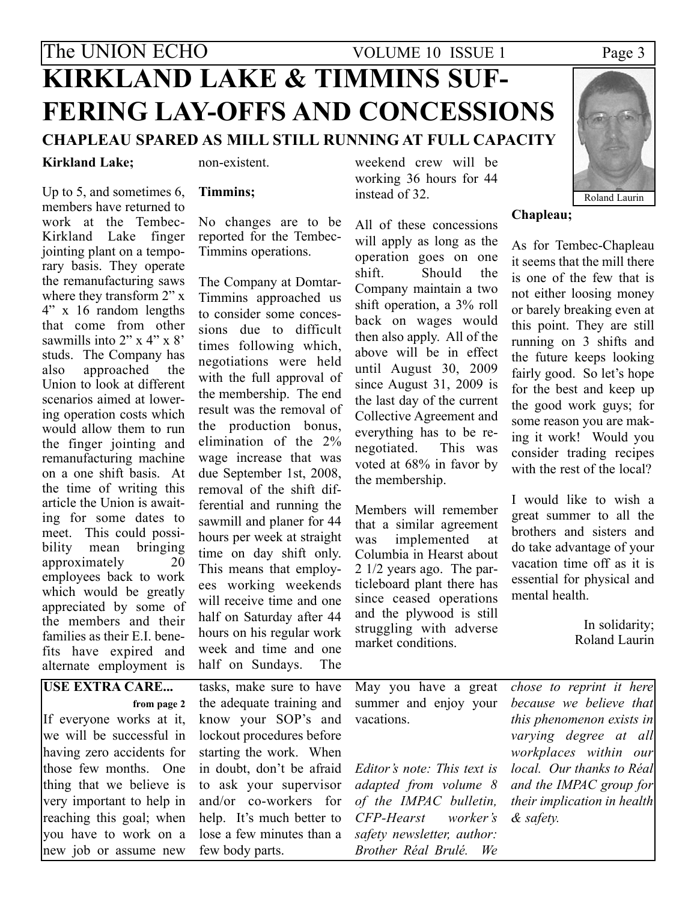# KIRKLAND LAKE & TIMMINS SUFFERING LAY-OFFS AND CONCESSIONS

## CHAPLEAU SPARED AS MILL STILL RUNNING AT FULL CAPACITY

Roland Laurin

**Kirkland Lake;**

Up to 5, and sometimes 6, members have returned to work at the Tembec-Kirkland Lake finger jointing plant on a temporary basis. They operate the remanufacturing saws where they transform 2" x 4" x 16 random lengths that come from other sawmills into 2" x 4" x 8' studs. The Company has also approached the Union to look at different scenarios aimed at lowering operation costs which would allow them to run the finger jointing and remanufacturing machine on a one shift basis. At the time of writing this article the Union is awaiting for some dates to meet. This could possibility mean bringing approximately 20 employees back to work which would be greatly appreciated by some of the members and their families as their E.I. benefits have expired and alternate employment is non-existent.

**Timmins;**

No changes are to be reported for the Tembec-Timmins operations.

The Company at Domtar-Timmins approached us to consider some concessions due to difficult times following which, negotiations were held with the full approval of the membership. The end result was the removal of the production bonus, elimination of the 2% wage increase that was due September 1st, 2008, removal of the shift differential and running the sawmill and planer for 44 hours per week at straight time on day shift only. This means that employees working weekends will receive time and one half on Saturday after 44 hours on his regular work week and time and one half on Sundays. The weekend crew will be working 36 hours for 44 instead of 32.

All of these concessions will apply as long as the operation goes on one shift. Should the Company maintain a two shift operation, a 3% roll back on wages would then also apply. All of the above will be in effect until August 30, 2009 since August 31, 2009 is the last day of the current Collective Agreement and everything has to be renegotiated. This was voted at 68% in favor by the membership.

Members will remember that a similar agreement was implemented at Columbia in Hearst about 2 1/2 years ago. The particleboard plant there has since ceased operations and the plywood is still struggling with adverse market conditions.

**Chapleau;**

As for Tembec-Chapleau it seems that the mill there is one of the few that is not either loosing money or barely breaking even at this point. They are still running on 3 shifts and the future keeps looking fairly good. So let's hope for the best and keep up the good work guys; for some reason you are making it work! Would you consider trading recipes with the rest of the local?

I would like to wish a great summer to all the brothers and sisters and do take advantage of your vacation time off as it is essential for physical and mental health.

In solidarity;
Roland Laurin

---

**USE EXTRA CARE...**

**from page 2**

If everyone works at it, we will be successful in having zero accidents for those few months. One thing that we believe is very important to help in reaching this goal; when you have to work on a new job or assume new tasks, make sure to have the adequate training and know your SOP's and lockout procedures before starting the work. When in doubt, don't be afraid to ask your supervisor and/or co-workers for help. It's much better to lose a few minutes than a few body parts.

May you have a great summer and enjoy your vacations.

*Editor's note: This text is adapted from volume 8 of the IMPAC bulletin, CFP-Hearst worker's safety newsletter, author: Brother Réal Brulé. We chose to reprint it here because we believe that this phenomenon exists in varying degree at all workplaces within our local. Our thanks to Réal and the IMPAC group for their implication in health & safety.*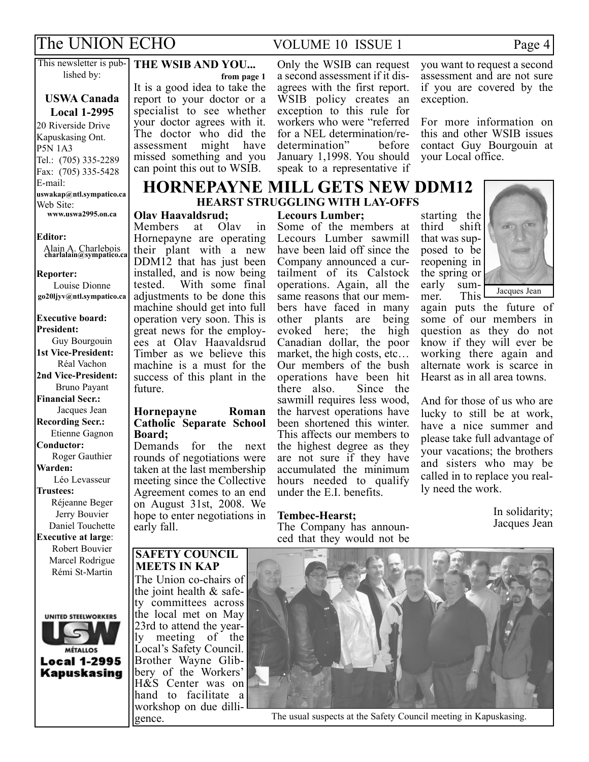This newsletter is published by:

**USWA Canada Local 1-2995**

20 Riverside Drive
Kapuskasing Ont.
P5N 1A3
Tel.: (705) 335-2289
Fax: (705) 335-5428
E-mail:
**uswakap@ntl.sympatico.ca**
Web Site:
**www.uswa2995.on.ca**

**Editor:**
Alain A. Charlebois
**charlalain@sympatico.ca**

**Reporter:**
Louise Dionne
**go20ljyv@ntl.sympatico.ca**

**Executive board:**

**President:**
Guy Bourgouin

**1st Vice-President:**
Réal Vachon

**2nd Vice-President:**
Bruno Payant

**Financial Secr.:**
Jacques Jean

**Recording Secr.:**
Etienne Gagnon

**Conductor:**
Roger Gauthier

**Warden:**
Léo Levasseur

**Trustees:**
Réjeanne Beger
Jerry Bouvier
Daniel Touchette

**Executive at large**:
Robert Bouvier
Marcel Rodrigue
Rémi St-Martin

UNITED STEELWORKERS
USW
MÉTALLOS
**Local 1-2995**
**Kapuskasing**

## THE WSIB AND YOU...

**from page 1**

It is a good idea to take the report to your doctor or a specialist to see whether your doctor agrees with it. The doctor who did the assessment might have missed something and you can point this out to WSIB.

Only the WSIB can request a second assessment if it disagrees with the first report. WSIB policy creates an exception to this rule for workers who were "referred for a NEL determination/redetermination" before January 1,1998. You should speak to a representative if you want to request a second assessment and are not sure if you are covered by the exception.

For more information on this and other WSIB issues contact Guy Bourgouin at your Local office.

# HORNEPAYNE MILL GETS NEW DDM12

## HEARST STRUGGLING WITH LAY-OFFS

**Olav Haavaldsrud;**

Members at Olav in Hornepayne are operating their plant with a new DDM12 that has just been installed, and is now being tested. With some final adjustments to be done this machine should get into full operation very soon. This is great news for the employees at Olav Haavaldsrud Timber as we believe this machine is a must for the success of this plant in the future.

**Hornepayne Roman Catholic Separate School Board;**

Demands for the next rounds of negotiations were taken at the last membership meeting since the Collective Agreement comes to an end on August 31st, 2008. We hope to enter negotiations in early fall.

**Lecours Lumber;**

Some of the members at Lecours Lumber sawmill have been laid off since the Company announced a curtailment of its Calstock operations. Again, all the same reasons that our members have faced in many other plants are being evoked here; the high Canadian dollar, the poor market, the high costs, etc… Our members of the bush operations have been hit there also. Since the sawmill requires less wood, the harvest operations have been shortened this winter. This affects our members to the highest degree as they are not sure if they have accumulated the minimum hours needed to qualify under the E.I. benefits.

**Tembec-Hearst;**

The Company has announced that they would not be starting the third shift that was supposed to be reopening in the spring or early summer. This again puts the future of some of our members in question as they do not know if they will ever be working there again and alternate work is scarce in Hearst as in all area towns.

Jacques Jean

And for those of us who are lucky to still be at work, have a nice summer and please take full advantage of your vacations; the brothers and sisters who may be called in to replace you really need the work.

In solidarity;
Jacques Jean

## SAFETY COUNCIL MEETS IN KAP

The Union co-chairs of the joint health & safety committees across the local met on May 23rd to attend the yearly meeting of the Local's Safety Council. Brother Wayne Glibbery of the Workers' H&S Center was on hand to facilitate a workshop on due dilligence.

The usual suspects at the Safety Council meeting in Kapuskasing.